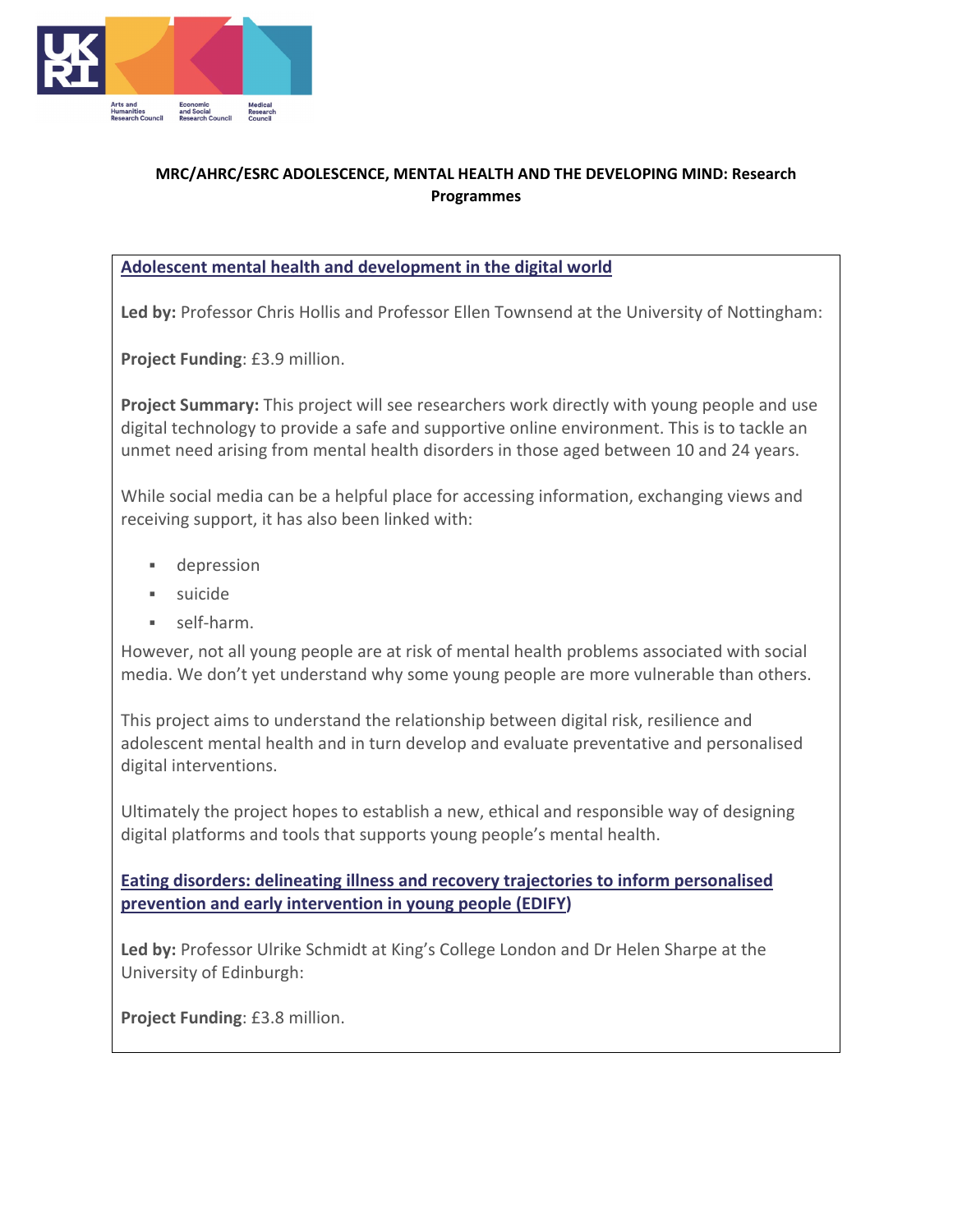**MRC/AHRC/ESRC ADOLESCENCE, MENTAL HEALTH AND THE DEVELOPING MIND: Research Programmes**

## Adolescent mental health and development in the digital world

**Led by:** Professor Chris Hollis and Professor Ellen Townsend at the University of Nottingham:

**Project Funding**: £3.9 million.

**Project Summary:** This project will see researchers work directly with young people and use digital technology to provide a safe and supportive online environment. This is to tackle an unmet need arising from mental health disorders in those aged between 10 and 24 years.

While social media can be a helpful place for accessing information, exchanging views and receiving support, it has also been linked with:

- depression
- suicide
- self-harm.

However, not all young people are at risk of mental health problems associated with social media. We don't yet understand why some young people are more vulnerable than others.

This project aims to understand the relationship between digital risk, resilience and adolescent mental health and in turn develop and evaluate preventative and personalised digital interventions.

Ultimately the project hopes to establish a new, ethical and responsible way of designing digital platforms and tools that supports young people's mental health.

## Eating disorders: delineating illness and recovery trajectories to inform personalised prevention and early intervention in young people (EDIFY)

**Led by:** Professor Ulrike Schmidt at King's College London and Dr Helen Sharpe at the University of Edinburgh:

**Project Funding**: £3.8 million.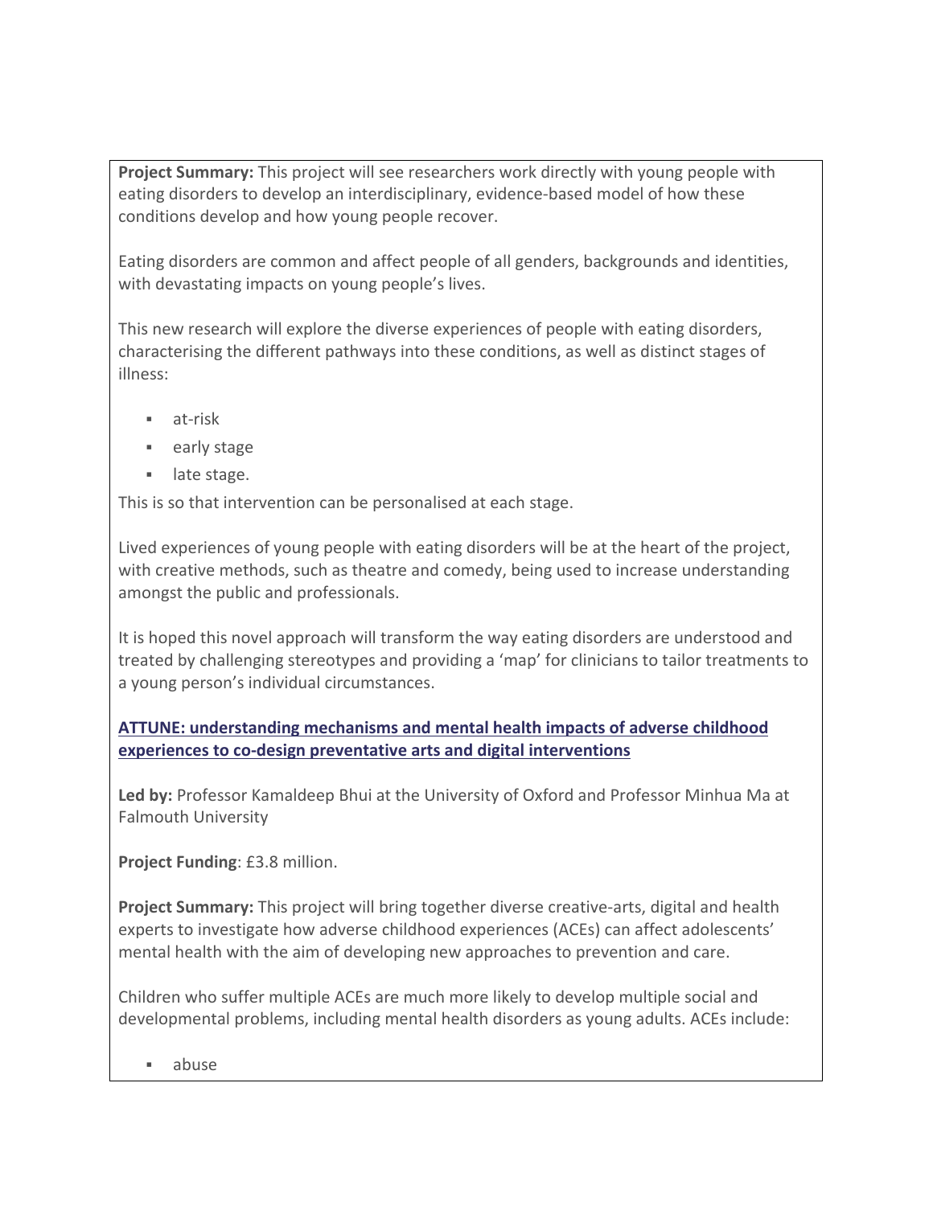**Project Summary:** This project will see researchers work directly with young people with eating disorders to develop an interdisciplinary, evidence-based model of how these conditions develop and how young people recover.

Eating disorders are common and affect people of all genders, backgrounds and identities, with devastating impacts on young people's lives.

This new research will explore the diverse experiences of people with eating disorders, characterising the different pathways into these conditions, as well as distinct stages of illness:

- at-risk
- early stage
- late stage.

This is so that intervention can be personalised at each stage.

Lived experiences of young people with eating disorders will be at the heart of the project, with creative methods, such as theatre and comedy, being used to increase understanding amongst the public and professionals.

It is hoped this novel approach will transform the way eating disorders are understood and treated by challenging stereotypes and providing a 'map' for clinicians to tailor treatments to a young person's individual circumstances.

**ATTUNE: understanding mechanisms and mental health impacts of adverse childhood experiences to co-design preventative arts and digital interventions**

**Led by:** Professor Kamaldeep Bhui at the University of Oxford and Professor Minhua Ma at Falmouth University

**Project Funding**: £3.8 million.

**Project Summary:** This project will bring together diverse creative-arts, digital and health experts to investigate how adverse childhood experiences (ACEs) can affect adolescents' mental health with the aim of developing new approaches to prevention and care.

Children who suffer multiple ACEs are much more likely to develop multiple social and developmental problems, including mental health disorders as young adults. ACEs include:

- abuse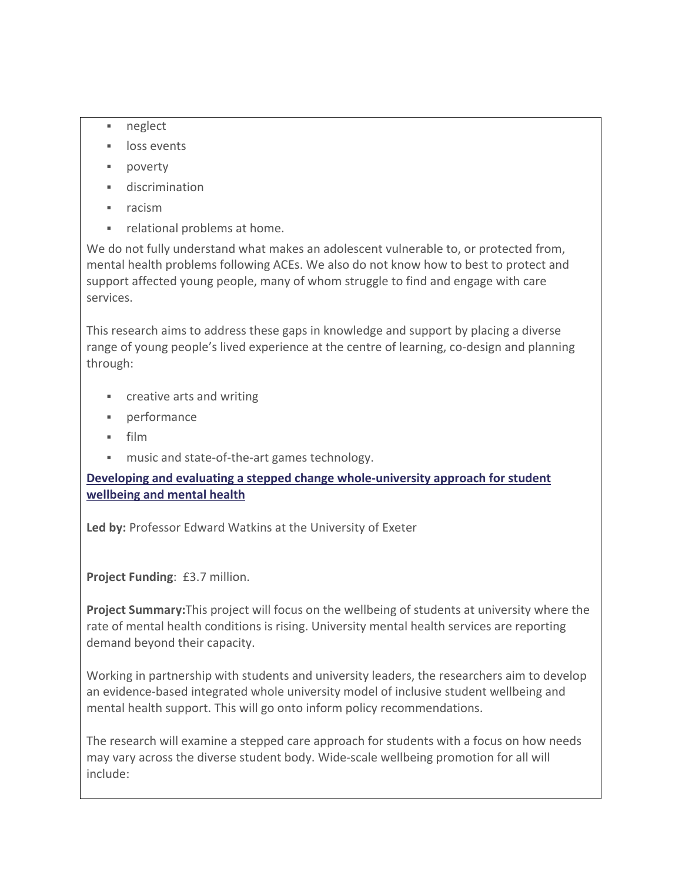- neglect
- loss events
- poverty
- discrimination
- racism
- relational problems at home.

We do not fully understand what makes an adolescent vulnerable to, or protected from, mental health problems following ACEs. We also do not know how to best to protect and support affected young people, many of whom struggle to find and engage with care services.

This research aims to address these gaps in knowledge and support by placing a diverse range of young people's lived experience at the centre of learning, co-design and planning through:

- creative arts and writing
- performance
- film
- music and state-of-the-art games technology.

### Developing and evaluating a stepped change whole-university approach for student wellbeing and mental health

**Led by:** Professor Edward Watkins at the University of Exeter

**Project Funding**: £3.7 million.

**Project Summary:** This project will focus on the wellbeing of students at university where the rate of mental health conditions is rising. University mental health services are reporting demand beyond their capacity.

Working in partnership with students and university leaders, the researchers aim to develop an evidence-based integrated whole university model of inclusive student wellbeing and mental health support. This will go onto inform policy recommendations.

The research will examine a stepped care approach for students with a focus on how needs may vary across the diverse student body. Wide-scale wellbeing promotion for all will include: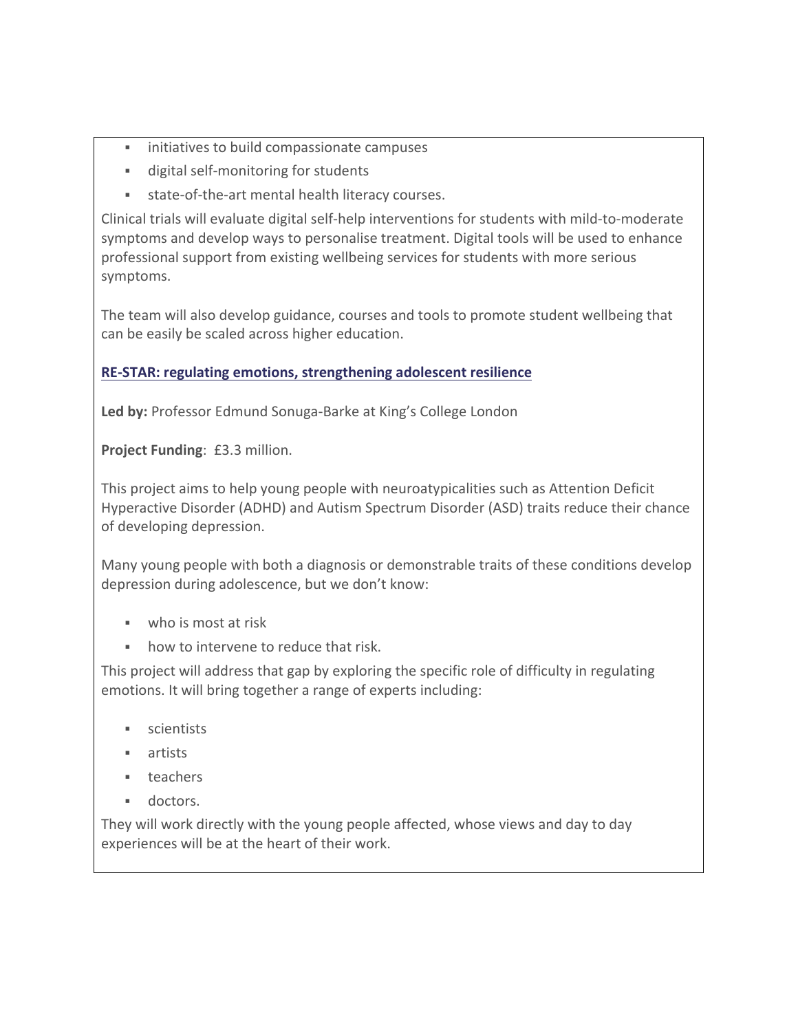- initiatives to build compassionate campuses
- digital self-monitoring for students
- state-of-the-art mental health literacy courses.

Clinical trials will evaluate digital self-help interventions for students with mild-to-moderate symptoms and develop ways to personalise treatment. Digital tools will be used to enhance professional support from existing wellbeing services for students with more serious symptoms.

The team will also develop guidance, courses and tools to promote student wellbeing that can be easily be scaled across higher education.

### RE-STAR: regulating emotions, strengthening adolescent resilience

**Led by:** Professor Edmund Sonuga-Barke at King's College London

**Project Funding**: £3.3 million.

This project aims to help young people with neuroatypicalities such as Attention Deficit Hyperactive Disorder (ADHD) and Autism Spectrum Disorder (ASD) traits reduce their chance of developing depression.

Many young people with both a diagnosis or demonstrable traits of these conditions develop depression during adolescence, but we don't know:

- who is most at risk
- how to intervene to reduce that risk.

This project will address that gap by exploring the specific role of difficulty in regulating emotions. It will bring together a range of experts including:

- scientists
- artists
- teachers
- doctors.

They will work directly with the young people affected, whose views and day to day experiences will be at the heart of their work.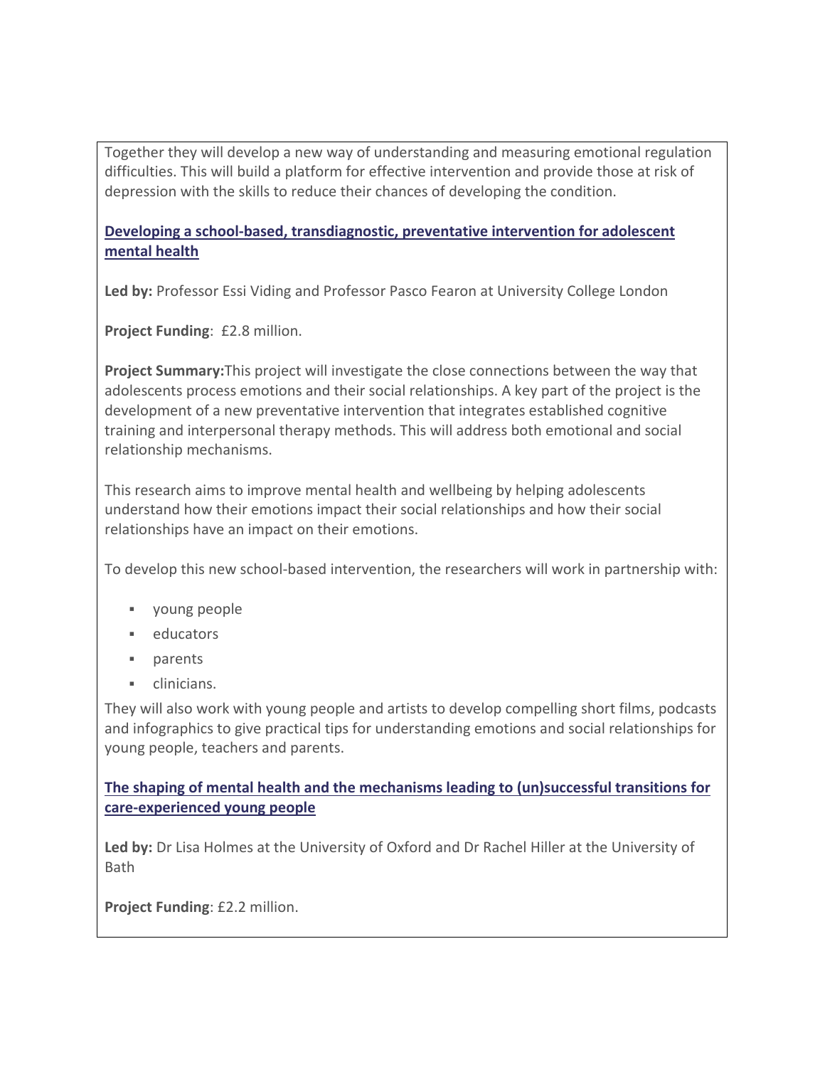Together they will develop a new way of understanding and measuring emotional regulation difficulties. This will build a platform for effective intervention and provide those at risk of depression with the skills to reduce their chances of developing the condition.

### [Developing a school-based, transdiagnostic, preventative intervention for adolescent mental health]

**Led by:** Professor Essi Viding and Professor Pasco Fearon at University College London

**Project Funding**: £2.8 million.

**Project Summary:**This project will investigate the close connections between the way that adolescents process emotions and their social relationships. A key part of the project is the development of a new preventative intervention that integrates established cognitive training and interpersonal therapy methods. This will address both emotional and social relationship mechanisms.

This research aims to improve mental health and wellbeing by helping adolescents understand how their emotions impact their social relationships and how their social relationships have an impact on their emotions.

To develop this new school-based intervention, the researchers will work in partnership with:

- young people
- educators
- parents
- clinicians.

They will also work with young people and artists to develop compelling short films, podcasts and infographics to give practical tips for understanding emotions and social relationships for young people, teachers and parents.

### [The shaping of mental health and the mechanisms leading to (un)successful transitions for care-experienced young people]

**Led by:** Dr Lisa Holmes at the University of Oxford and Dr Rachel Hiller at the University of Bath

**Project Funding**: £2.2 million.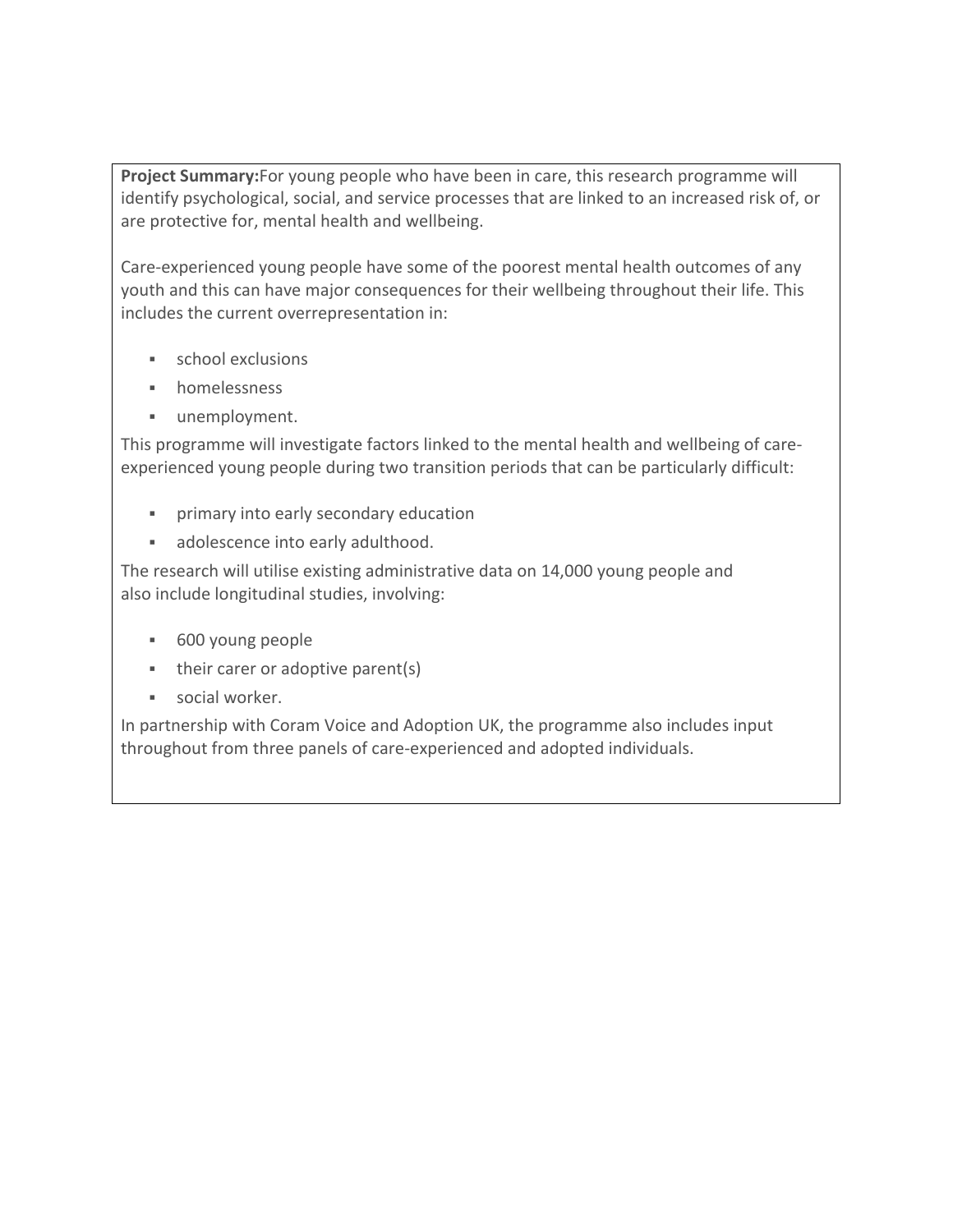**Project Summary:** For young people who have been in care, this research programme will identify psychological, social, and service processes that are linked to an increased risk of, or are protective for, mental health and wellbeing.

Care-experienced young people have some of the poorest mental health outcomes of any youth and this can have major consequences for their wellbeing throughout their life. This includes the current overrepresentation in:

- school exclusions
- homelessness
- unemployment.

This programme will investigate factors linked to the mental health and wellbeing of care-experienced young people during two transition periods that can be particularly difficult:

- primary into early secondary education
- adolescence into early adulthood.

The research will utilise existing administrative data on 14,000 young people and also include longitudinal studies, involving:

- 600 young people
- their carer or adoptive parent(s)
- social worker.

In partnership with Coram Voice and Adoption UK, the programme also includes input throughout from three panels of care-experienced and adopted individuals.